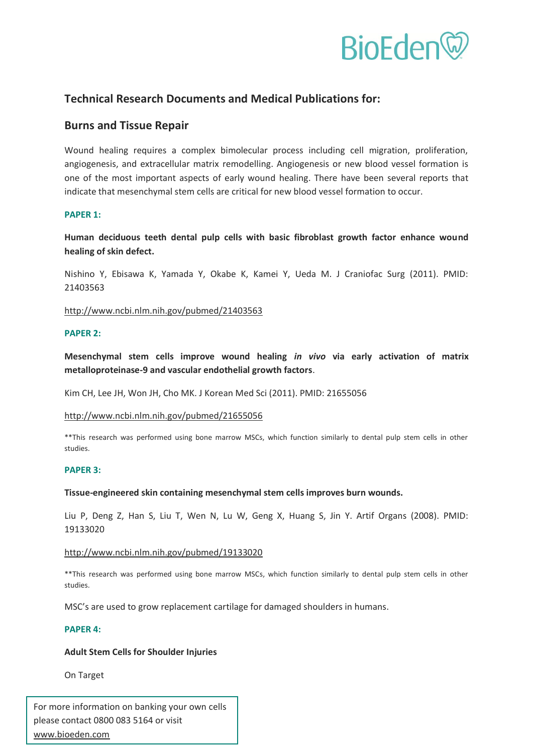BioEden

## Technical Research Documents and Medical Publications for:

## Burns and Tissue Repair

Wound healing requires a complex bimolecular process including cell migration, proliferation, angiogenesis, and extracellular matrix remodelling. Angiogenesis or new blood vessel formation is one of the most important aspects of early wound healing. There have been several reports that indicate that mesenchymal stem cells are critical for new blood vessel formation to occur.

### PAPER 1:

**Human deciduous teeth dental pulp cells with basic fibroblast growth factor enhance wound healing of skin defect.**

Nishino Y, Ebisawa K, Yamada Y, Okabe K, Kamei Y, Ueda M. J Craniofac Surg (2011). PMID: 21403563

http://www.ncbi.nlm.nih.gov/pubmed/21403563

### PAPER 2:

**Mesenchymal stem cells improve wound healing *in vivo* via early activation of matrix metalloproteinase-9 and vascular endothelial growth factors**.

Kim CH, Lee JH, Won JH, Cho MK. J Korean Med Sci (2011). PMID: 21655056

http://www.ncbi.nlm.nih.gov/pubmed/21655056

**This research was performed using bone marrow MSCs, which function similarly to dental pulp stem cells in other studies.

### PAPER 3:

**Tissue-engineered skin containing mesenchymal stem cells improves burn wounds.**

Liu P, Deng Z, Han S, Liu T, Wen N, Lu W, Geng X, Huang S, Jin Y. Artif Organs (2008). PMID: 19133020

http://www.ncbi.nlm.nih.gov/pubmed/19133020

**This research was performed using bone marrow MSCs, which function similarly to dental pulp stem cells in other studies.

MSC's are used to grow replacement cartilage for damaged shoulders in humans.

### PAPER 4:

**Adult Stem Cells for Shoulder Injuries**

On Target

For more information on banking your own cells please contact 0800 083 5164 or visit www.bioeden.com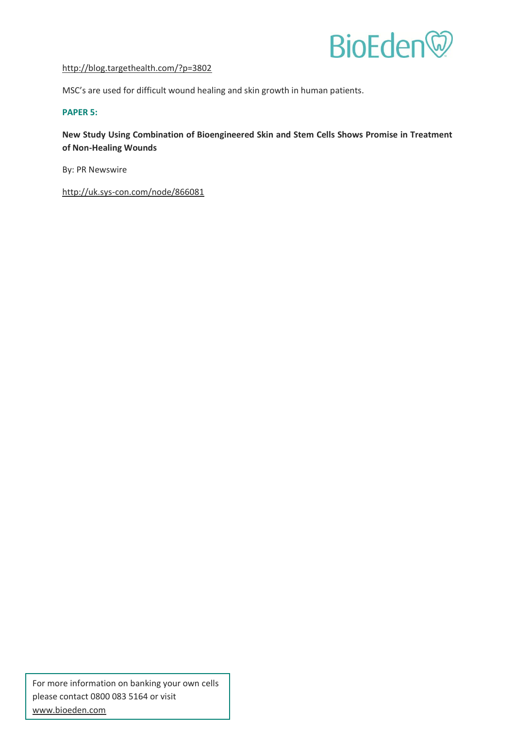http://blog.targethealth.com/?p=3802

MSC's are used for difficult wound healing and skin growth in human patients.

**PAPER 5:**

**New Study Using Combination of Bioengineered Skin and Stem Cells Shows Promise in Treatment of Non-Healing Wounds**

By: PR Newswire

http://uk.sys-con.com/node/866081

For more information on banking your own cells please contact 0800 083 5164 or visit www.bioeden.com